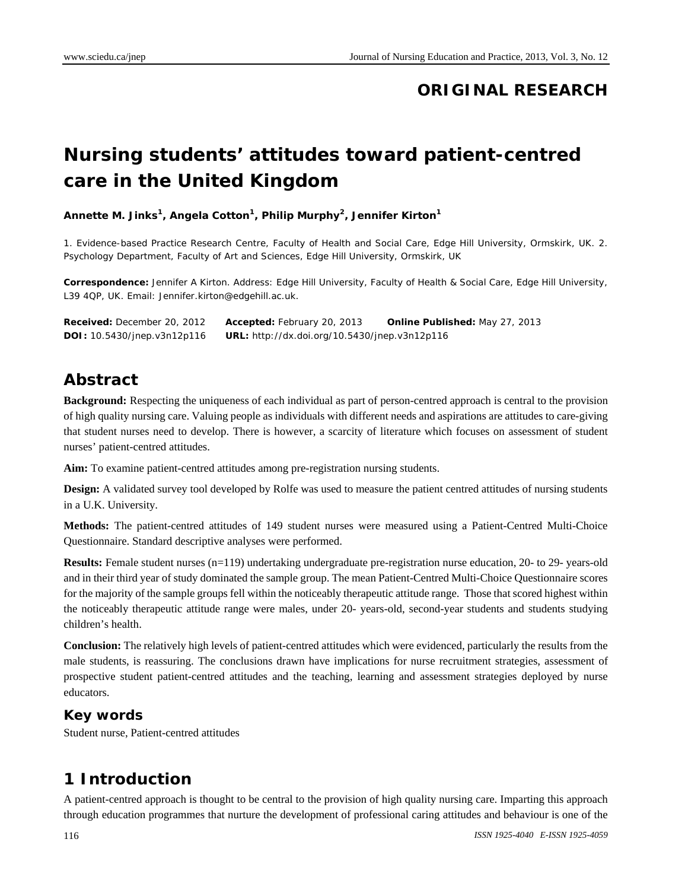**ORIGINAL RESEARCH**

# Nursing students' attitudes toward patient-centred care in the United Kingdom

**Annette M. Jinks[1], Angela Cotton[1], Philip Murphy[2], Jennifer Kirton[1]**

1. Evidence-based Practice Research Centre, Faculty of Health and Social Care, Edge Hill University, Ormskirk, UK. 2. Psychology Department, Faculty of Art and Sciences, Edge Hill University, Ormskirk, UK

**Correspondence:** Jennifer A Kirton. Address: Edge Hill University, Faculty of Health & Social Care, Edge Hill University, L39 4QP, UK. Email: Jennifer.kirton@edgehill.ac.uk.

**Received:** December 20, 2012 **Accepted:** February 20, 2013 **Online Published:** May 27, 2013
**DOI:** 10.5430/jnep.v3n12p116 **URL:** http://dx.doi.org/10.5430/jnep.v3n12p116

## Abstract

**Background:** Respecting the uniqueness of each individual as part of person-centred approach is central to the provision of high quality nursing care. Valuing people as individuals with different needs and aspirations are attitudes to care-giving that student nurses need to develop. There is however, a scarcity of literature which focuses on assessment of student nurses' patient-centred attitudes.

**Aim:** To examine patient-centred attitudes among pre-registration nursing students.

**Design:** A validated survey tool developed by Rolfe was used to measure the patient centred attitudes of nursing students in a U.K. University.

**Methods:** The patient-centred attitudes of 149 student nurses were measured using a Patient-Centred Multi-Choice Questionnaire. Standard descriptive analyses were performed.

**Results:** Female student nurses (n=119) undertaking undergraduate pre-registration nurse education, 20- to 29- years-old and in their third year of study dominated the sample group. The mean Patient-Centred Multi-Choice Questionnaire scores for the majority of the sample groups fell within the noticeably therapeutic attitude range. Those that scored highest within the noticeably therapeutic attitude range were males, under 20- years-old, second-year students and students studying children's health.

**Conclusion:** The relatively high levels of patient-centred attitudes which were evidenced, particularly the results from the male students, is reassuring. The conclusions drawn have implications for nurse recruitment strategies, assessment of prospective student patient-centred attitudes and the teaching, learning and assessment strategies deployed by nurse educators.

### Key words

Student nurse, Patient-centred attitudes

## 1 Introduction

A patient-centred approach is thought to be central to the provision of high quality nursing care. Imparting this approach through education programmes that nurture the development of professional caring attitudes and behaviour is one of the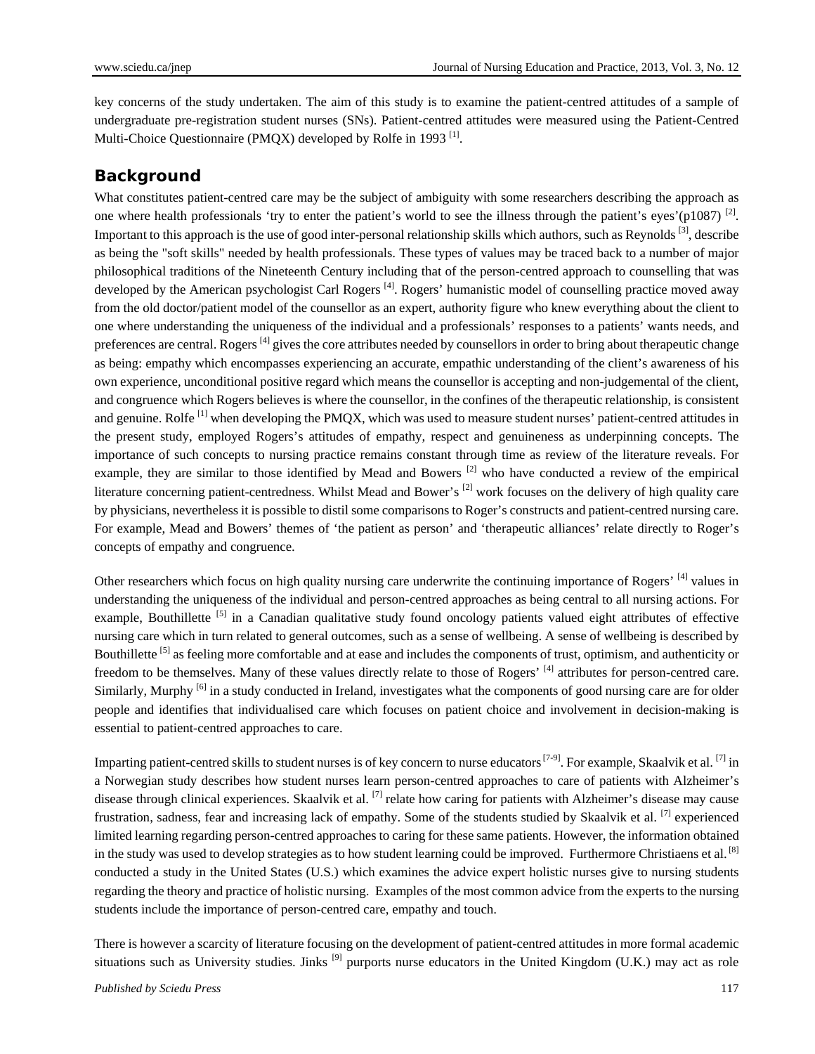key concerns of the study undertaken. The aim of this study is to examine the patient-centred attitudes of a sample of undergraduate pre-registration student nurses (SNs). Patient-centred attitudes were measured using the Patient-Centred Multi-Choice Questionnaire (PMQX) developed by Rolfe in 1993 [1].

## Background

What constitutes patient-centred care may be the subject of ambiguity with some researchers describing the approach as one where health professionals 'try to enter the patient's world to see the illness through the patient's eyes'(p1087) [2]. Important to this approach is the use of good inter-personal relationship skills which authors, such as Reynolds [3], describe as being the "soft skills" needed by health professionals. These types of values may be traced back to a number of major philosophical traditions of the Nineteenth Century including that of the person-centred approach to counselling that was developed by the American psychologist Carl Rogers [4]. Rogers' humanistic model of counselling practice moved away from the old doctor/patient model of the counsellor as an expert, authority figure who knew everything about the client to one where understanding the uniqueness of the individual and a professionals' responses to a patients' wants needs, and preferences are central. Rogers [4] gives the core attributes needed by counsellors in order to bring about therapeutic change as being: empathy which encompasses experiencing an accurate, empathic understanding of the client's awareness of his own experience, unconditional positive regard which means the counsellor is accepting and non-judgemental of the client, and congruence which Rogers believes is where the counsellor, in the confines of the therapeutic relationship, is consistent and genuine. Rolfe [1] when developing the PMQX, which was used to measure student nurses' patient-centred attitudes in the present study, employed Rogers's attitudes of empathy, respect and genuineness as underpinning concepts. The importance of such concepts to nursing practice remains constant through time as review of the literature reveals. For example, they are similar to those identified by Mead and Bowers [2] who have conducted a review of the empirical literature concerning patient-centredness. Whilst Mead and Bower's [2] work focuses on the delivery of high quality care by physicians, nevertheless it is possible to distil some comparisons to Roger's constructs and patient-centred nursing care. For example, Mead and Bowers' themes of 'the patient as person' and 'therapeutic alliances' relate directly to Roger's concepts of empathy and congruence.

Other researchers which focus on high quality nursing care underwrite the continuing importance of Rogers' [4] values in understanding the uniqueness of the individual and person-centred approaches as being central to all nursing actions. For example, Bouthillette [5] in a Canadian qualitative study found oncology patients valued eight attributes of effective nursing care which in turn related to general outcomes, such as a sense of wellbeing. A sense of wellbeing is described by Bouthillette [5] as feeling more comfortable and at ease and includes the components of trust, optimism, and authenticity or freedom to be themselves. Many of these values directly relate to those of Rogers' [4] attributes for person-centred care. Similarly, Murphy [6] in a study conducted in Ireland, investigates what the components of good nursing care are for older people and identifies that individualised care which focuses on patient choice and involvement in decision-making is essential to patient-centred approaches to care.

Imparting patient-centred skills to student nurses is of key concern to nurse educators [7-9]. For example, Skaalvik et al. [7] in a Norwegian study describes how student nurses learn person-centred approaches to care of patients with Alzheimer's disease through clinical experiences. Skaalvik et al. [7] relate how caring for patients with Alzheimer's disease may cause frustration, sadness, fear and increasing lack of empathy. Some of the students studied by Skaalvik et al. [7] experienced limited learning regarding person-centred approaches to caring for these same patients. However, the information obtained in the study was used to develop strategies as to how student learning could be improved. Furthermore Christiaens et al. [8] conducted a study in the United States (U.S.) which examines the advice expert holistic nurses give to nursing students regarding the theory and practice of holistic nursing. Examples of the most common advice from the experts to the nursing students include the importance of person-centred care, empathy and touch.

There is however a scarcity of literature focusing on the development of patient-centred attitudes in more formal academic situations such as University studies. Jinks [9] purports nurse educators in the United Kingdom (U.K.) may act as role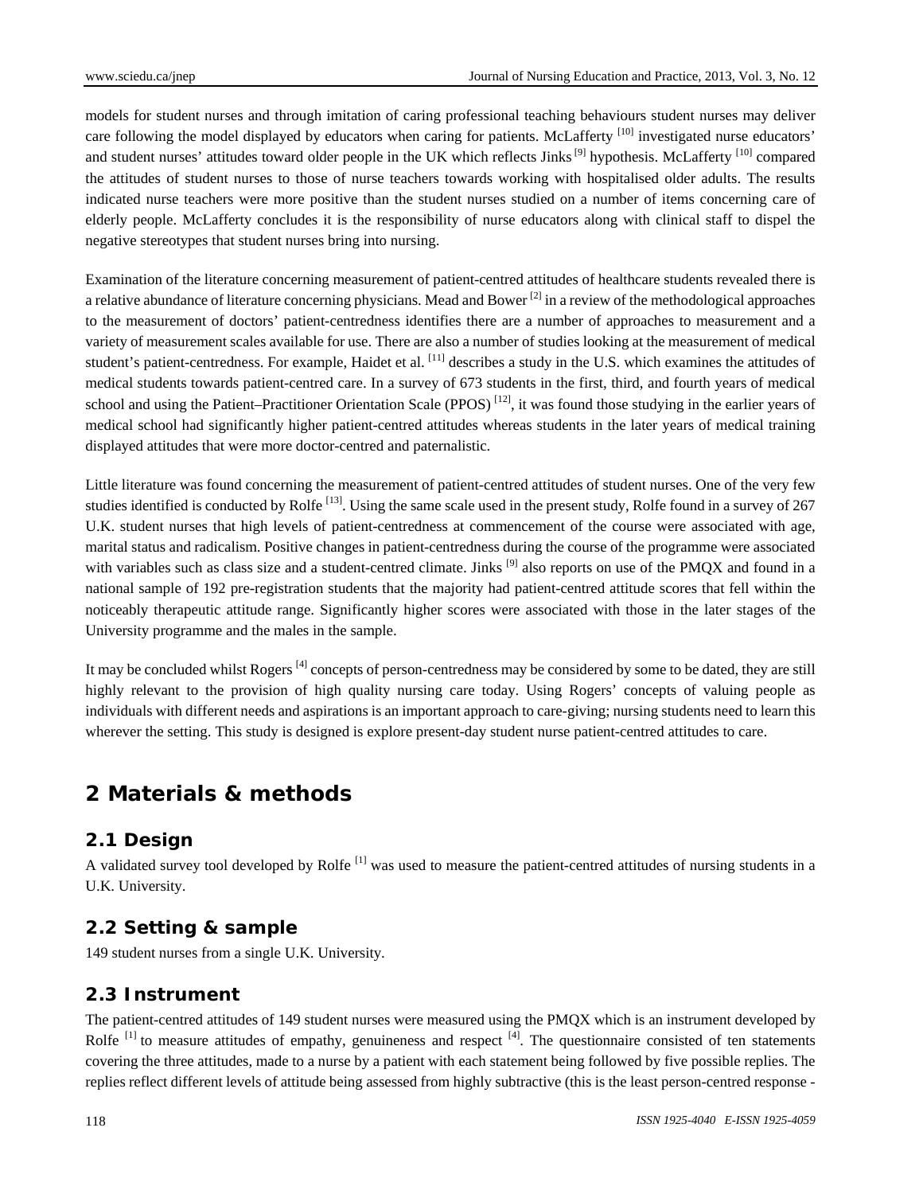models for student nurses and through imitation of caring professional teaching behaviours student nurses may deliver care following the model displayed by educators when caring for patients. McLafferty [10] investigated nurse educators' and student nurses' attitudes toward older people in the UK which reflects Jinks [9] hypothesis. McLafferty [10] compared the attitudes of student nurses to those of nurse teachers towards working with hospitalised older adults. The results indicated nurse teachers were more positive than the student nurses studied on a number of items concerning care of elderly people. McLafferty concludes it is the responsibility of nurse educators along with clinical staff to dispel the negative stereotypes that student nurses bring into nursing.

Examination of the literature concerning measurement of patient-centred attitudes of healthcare students revealed there is a relative abundance of literature concerning physicians. Mead and Bower [2] in a review of the methodological approaches to the measurement of doctors' patient-centredness identifies there are a number of approaches to measurement and a variety of measurement scales available for use. There are also a number of studies looking at the measurement of medical student's patient-centredness. For example, Haidet et al. [11] describes a study in the U.S. which examines the attitudes of medical students towards patient-centred care. In a survey of 673 students in the first, third, and fourth years of medical school and using the Patient–Practitioner Orientation Scale (PPOS) [12], it was found those studying in the earlier years of medical school had significantly higher patient-centred attitudes whereas students in the later years of medical training displayed attitudes that were more doctor-centred and paternalistic.

Little literature was found concerning the measurement of patient-centred attitudes of student nurses. One of the very few studies identified is conducted by Rolfe [13]. Using the same scale used in the present study, Rolfe found in a survey of 267 U.K. student nurses that high levels of patient-centredness at commencement of the course were associated with age, marital status and radicalism. Positive changes in patient-centredness during the course of the programme were associated with variables such as class size and a student-centred climate. Jinks [9] also reports on use of the PMQX and found in a national sample of 192 pre-registration students that the majority had patient-centred attitude scores that fell within the noticeably therapeutic attitude range. Significantly higher scores were associated with those in the later stages of the University programme and the males in the sample.

It may be concluded whilst Rogers [4] concepts of person-centredness may be considered by some to be dated, they are still highly relevant to the provision of high quality nursing care today. Using Rogers' concepts of valuing people as individuals with different needs and aspirations is an important approach to care-giving; nursing students need to learn this wherever the setting. This study is designed is explore present-day student nurse patient-centred attitudes to care.

# 2 Materials & methods

## 2.1 Design

A validated survey tool developed by Rolfe [1] was used to measure the patient-centred attitudes of nursing students in a U.K. University.

## 2.2 Setting & sample

149 student nurses from a single U.K. University.

## 2.3 Instrument

The patient-centred attitudes of 149 student nurses were measured using the PMQX which is an instrument developed by Rolfe [1] to measure attitudes of empathy, genuineness and respect [4]. The questionnaire consisted of ten statements covering the three attitudes, made to a nurse by a patient with each statement being followed by five possible replies. The replies reflect different levels of attitude being assessed from highly subtractive (this is the least person-centred response -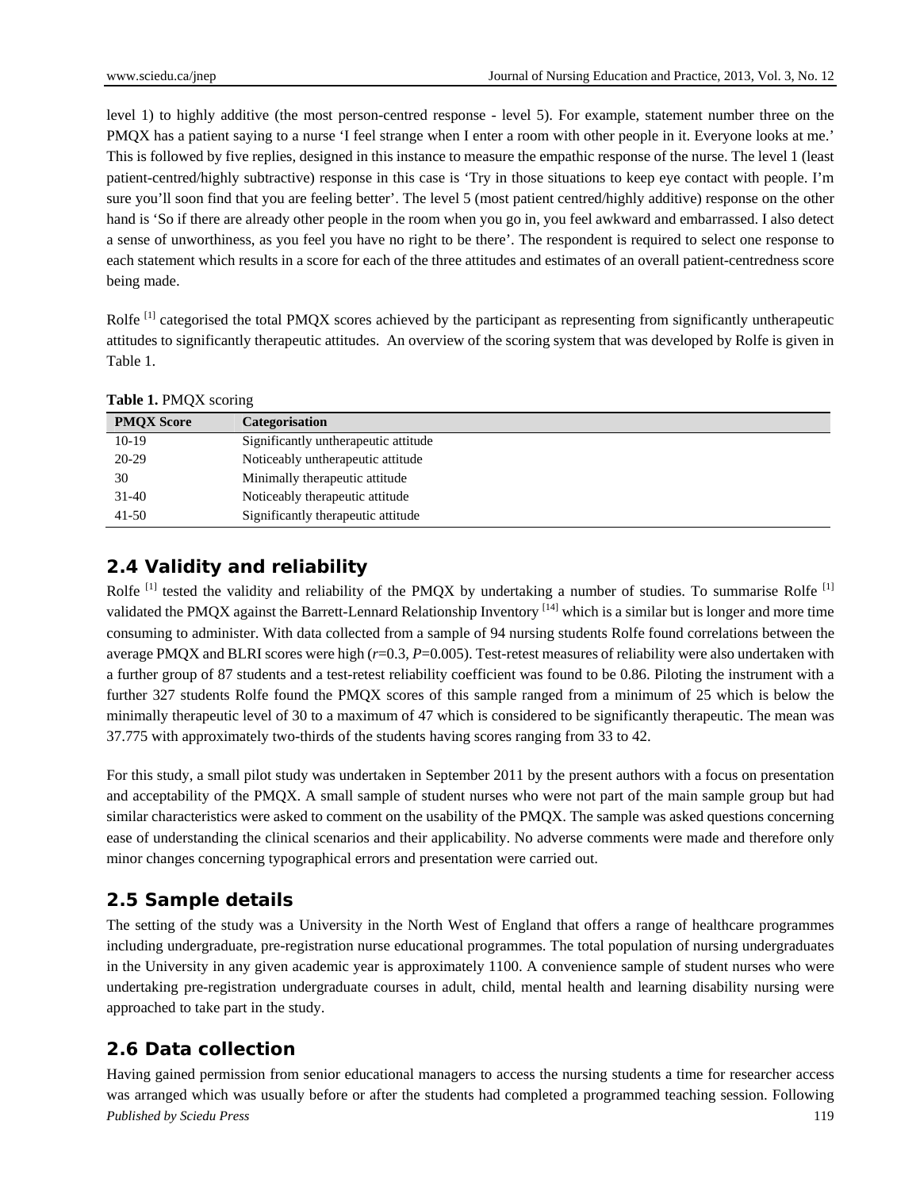level 1) to highly additive (the most person-centred response - level 5). For example, statement number three on the PMQX has a patient saying to a nurse 'I feel strange when I enter a room with other people in it. Everyone looks at me.' This is followed by five replies, designed in this instance to measure the empathic response of the nurse. The level 1 (least patient-centred/highly subtractive) response in this case is 'Try in those situations to keep eye contact with people. I'm sure you'll soon find that you are feeling better'. The level 5 (most patient centred/highly additive) response on the other hand is 'So if there are already other people in the room when you go in, you feel awkward and embarrassed. I also detect a sense of unworthiness, as you feel you have no right to be there'. The respondent is required to select one response to each statement which results in a score for each of the three attitudes and estimates of an overall patient-centredness score being made.

Rolfe [1] categorised the total PMQX scores achieved by the participant as representing from significantly untherapeutic attitudes to significantly therapeutic attitudes. An overview of the scoring system that was developed by Rolfe is given in Table 1.

**Table 1.** PMQX scoring

| PMQX Score | Categorisation |
|---|---|
| 10-19 | Significantly untherapeutic attitude |
| 20-29 | Noticeably untherapeutic attitude |
| 30 | Minimally therapeutic attitude |
| 31-40 | Noticeably therapeutic attitude |
| 41-50 | Significantly therapeutic attitude |

## 2.4 Validity and reliability

Rolfe [1] tested the validity and reliability of the PMQX by undertaking a number of studies. To summarise Rolfe [1] validated the PMQX against the Barrett-Lennard Relationship Inventory [14] which is a similar but is longer and more time consuming to administer. With data collected from a sample of 94 nursing students Rolfe found correlations between the average PMQX and BLRI scores were high ($r$=0.3, $P$=0.005). Test-retest measures of reliability were also undertaken with a further group of 87 students and a test-retest reliability coefficient was found to be 0.86. Piloting the instrument with a further 327 students Rolfe found the PMQX scores of this sample ranged from a minimum of 25 which is below the minimally therapeutic level of 30 to a maximum of 47 which is considered to be significantly therapeutic. The mean was 37.775 with approximately two-thirds of the students having scores ranging from 33 to 42.

For this study, a small pilot study was undertaken in September 2011 by the present authors with a focus on presentation and acceptability of the PMQX. A small sample of student nurses who were not part of the main sample group but had similar characteristics were asked to comment on the usability of the PMQX. The sample was asked questions concerning ease of understanding the clinical scenarios and their applicability. No adverse comments were made and therefore only minor changes concerning typographical errors and presentation were carried out.

## 2.5 Sample details

The setting of the study was a University in the North West of England that offers a range of healthcare programmes including undergraduate, pre-registration nurse educational programmes. The total population of nursing undergraduates in the University in any given academic year is approximately 1100. A convenience sample of student nurses who were undertaking pre-registration undergraduate courses in adult, child, mental health and learning disability nursing were approached to take part in the study.

## 2.6 Data collection

Having gained permission from senior educational managers to access the nursing students a time for researcher access was arranged which was usually before or after the students had completed a programmed teaching session. Following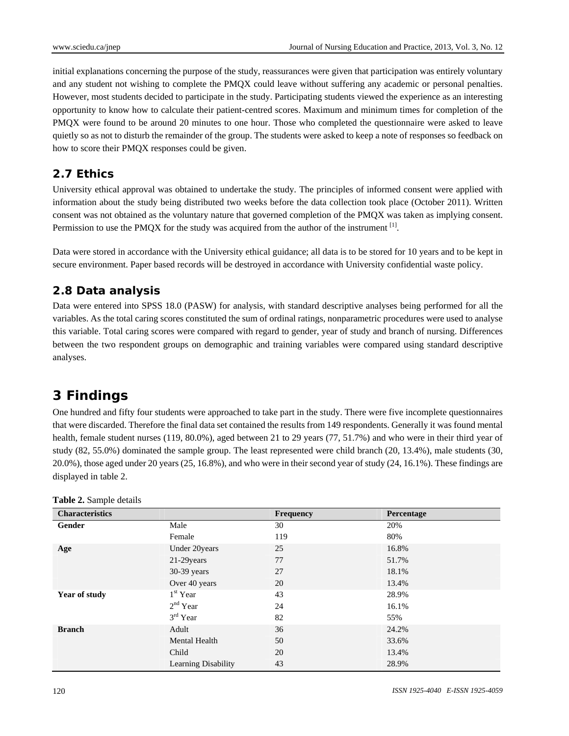initial explanations concerning the purpose of the study, reassurances were given that participation was entirely voluntary and any student not wishing to complete the PMQX could leave without suffering any academic or personal penalties. However, most students decided to participate in the study. Participating students viewed the experience as an interesting opportunity to know how to calculate their patient-centred scores. Maximum and minimum times for completion of the PMQX were found to be around 20 minutes to one hour. Those who completed the questionnaire were asked to leave quietly so as not to disturb the remainder of the group. The students were asked to keep a note of responses so feedback on how to score their PMQX responses could be given.

## 2.7 Ethics

University ethical approval was obtained to undertake the study. The principles of informed consent were applied with information about the study being distributed two weeks before the data collection took place (October 2011). Written consent was not obtained as the voluntary nature that governed completion of the PMQX was taken as implying consent. Permission to use the PMQX for the study was acquired from the author of the instrument [1].

Data were stored in accordance with the University ethical guidance; all data is to be stored for 10 years and to be kept in secure environment. Paper based records will be destroyed in accordance with University confidential waste policy.

## 2.8 Data analysis

Data were entered into SPSS 18.0 (PASW) for analysis, with standard descriptive analyses being performed for all the variables. As the total caring scores constituted the sum of ordinal ratings, nonparametric procedures were used to analyse this variable. Total caring scores were compared with regard to gender, year of study and branch of nursing. Differences between the two respondent groups on demographic and training variables were compared using standard descriptive analyses.

# 3 Findings

One hundred and fifty four students were approached to take part in the study. There were five incomplete questionnaires that were discarded. Therefore the final data set contained the results from 149 respondents. Generally it was found mental health, female student nurses (119, 80.0%), aged between 21 to 29 years (77, 51.7%) and who were in their third year of study (82, 55.0%) dominated the sample group. The least represented were child branch (20, 13.4%), male students (30, 20.0%), those aged under 20 years (25, 16.8%), and who were in their second year of study (24, 16.1%). These findings are displayed in table 2.

**Table 2.** Sample details

| Characteristics | | Frequency | Percentage |
|---|---|---|---|
| **Gender** | Male | 30 | 20% |
| | Female | 119 | 80% |
| **Age** | Under 20years | 25 | 16.8% |
| | 21-29years | 77 | 51.7% |
| | 30-39 years | 27 | 18.1% |
| | Over 40 years | 20 | 13.4% |
| **Year of study** | 1st Year | 43 | 28.9% |
| | 2nd Year | 24 | 16.1% |
| | 3rd Year | 82 | 55% |
| **Branch** | Adult | 36 | 24.2% |
| | Mental Health | 50 | 33.6% |
| | Child | 20 | 13.4% |
| | Learning Disability | 43 | 28.9% |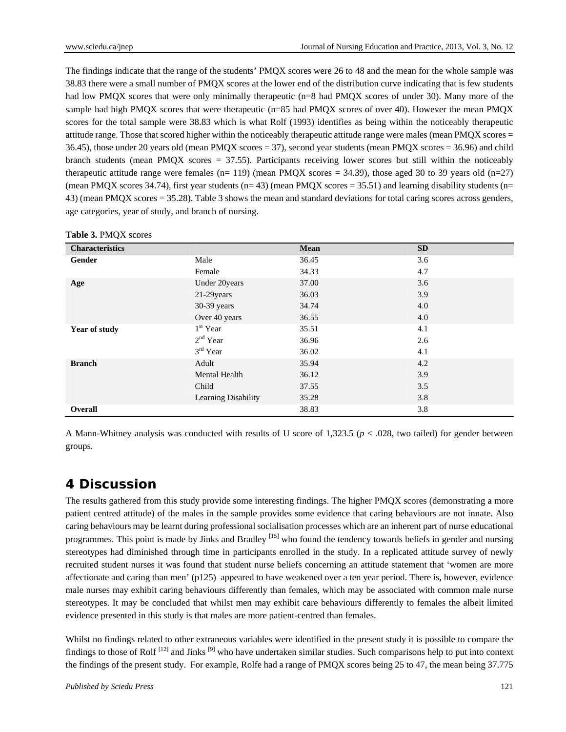The findings indicate that the range of the students' PMQX scores were 26 to 48 and the mean for the whole sample was 38.83 there were a small number of PMQX scores at the lower end of the distribution curve indicating that is few students had low PMQX scores that were only minimally therapeutic (n=8 had PMQX scores of under 30). Many more of the sample had high PMQX scores that were therapeutic (n=85 had PMQX scores of over 40). However the mean PMQX scores for the total sample were 38.83 which is what Rolf (1993) identifies as being within the noticeably therapeutic attitude range. Those that scored higher within the noticeably therapeutic attitude range were males (mean PMQX scores = 36.45), those under 20 years old (mean PMQX scores = 37), second year students (mean PMQX scores = 36.96) and child branch students (mean PMQX scores = 37.55). Participants receiving lower scores but still within the noticeably therapeutic attitude range were females (n= 119) (mean PMQX scores = 34.39), those aged 30 to 39 years old (n=27) (mean PMQX scores 34.74), first year students (n= 43) (mean PMQX scores = 35.51) and learning disability students (n= 43) (mean PMQX scores = 35.28). Table 3 shows the mean and standard deviations for total caring scores across genders, age categories, year of study, and branch of nursing.

**Table 3.** PMQX scores

| Characteristics | | Mean | SD |
|---|---|---|---|
| **Gender** | Male | 36.45 | 3.6 |
| | Female | 34.33 | 4.7 |
| **Age** | Under 20years | 37.00 | 3.6 |
| | 21-29years | 36.03 | 3.9 |
| | 30-39 years | 34.74 | 4.0 |
| | Over 40 years | 36.55 | 4.0 |
| **Year of study** | 1st Year | 35.51 | 4.1 |
| | 2nd Year | 36.96 | 2.6 |
| | 3rd Year | 36.02 | 4.1 |
| **Branch** | Adult | 35.94 | 4.2 |
| | Mental Health | 36.12 | 3.9 |
| | Child | 37.55 | 3.5 |
| | Learning Disability | 35.28 | 3.8 |
| **Overall** | | 38.83 | 3.8 |

A Mann-Whitney analysis was conducted with results of U score of 1,323.5 ($p < .028$, two tailed) for gender between groups.

# 4 Discussion

The results gathered from this study provide some interesting findings. The higher PMQX scores (demonstrating a more patient centred attitude) of the males in the sample provides some evidence that caring behaviours are not innate. Also caring behaviours may be learnt during professional socialisation processes which are an inherent part of nurse educational programmes. This point is made by Jinks and Bradley [15] who found the tendency towards beliefs in gender and nursing stereotypes had diminished through time in participants enrolled in the study. In a replicated attitude survey of newly recruited student nurses it was found that student nurse beliefs concerning an attitude statement that 'women are more affectionate and caring than men' (p125) appeared to have weakened over a ten year period. There is, however, evidence male nurses may exhibit caring behaviours differently than females, which may be associated with common male nurse stereotypes. It may be concluded that whilst men may exhibit care behaviours differently to females the albeit limited evidence presented in this study is that males are more patient-centred than females.

Whilst no findings related to other extraneous variables were identified in the present study it is possible to compare the findings to those of Rolf [12] and Jinks [9] who have undertaken similar studies. Such comparisons help to put into context the findings of the present study. For example, Rolfe had a range of PMQX scores being 25 to 47, the mean being 37.775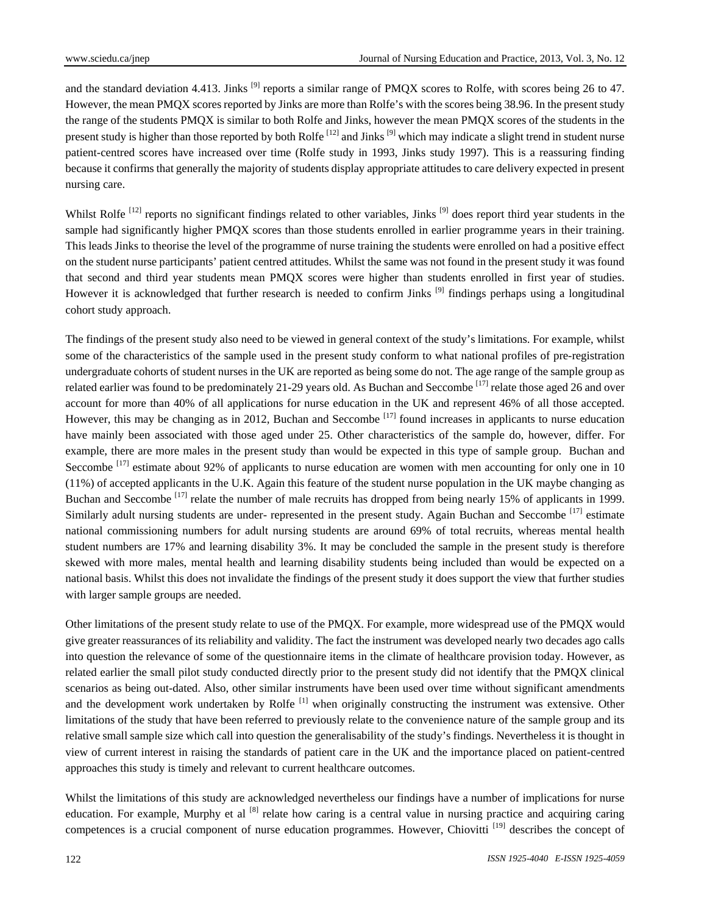and the standard deviation 4.413. Jinks [9] reports a similar range of PMQX scores to Rolfe, with scores being 26 to 47. However, the mean PMQX scores reported by Jinks are more than Rolfe's with the scores being 38.96. In the present study the range of the students PMQX is similar to both Rolfe and Jinks, however the mean PMQX scores of the students in the present study is higher than those reported by both Rolfe [12] and Jinks [9] which may indicate a slight trend in student nurse patient-centred scores have increased over time (Rolfe study in 1993, Jinks study 1997). This is a reassuring finding because it confirms that generally the majority of students display appropriate attitudes to care delivery expected in present nursing care.

Whilst Rolfe [12] reports no significant findings related to other variables, Jinks [9] does report third year students in the sample had significantly higher PMQX scores than those students enrolled in earlier programme years in their training. This leads Jinks to theorise the level of the programme of nurse training the students were enrolled on had a positive effect on the student nurse participants' patient centred attitudes. Whilst the same was not found in the present study it was found that second and third year students mean PMQX scores were higher than students enrolled in first year of studies. However it is acknowledged that further research is needed to confirm Jinks [9] findings perhaps using a longitudinal cohort study approach.

The findings of the present study also need to be viewed in general context of the study's limitations. For example, whilst some of the characteristics of the sample used in the present study conform to what national profiles of pre-registration undergraduate cohorts of student nurses in the UK are reported as being some do not. The age range of the sample group as related earlier was found to be predominately 21-29 years old. As Buchan and Seccombe [17] relate those aged 26 and over account for more than 40% of all applications for nurse education in the UK and represent 46% of all those accepted. However, this may be changing as in 2012, Buchan and Seccombe [17] found increases in applicants to nurse education have mainly been associated with those aged under 25. Other characteristics of the sample do, however, differ. For example, there are more males in the present study than would be expected in this type of sample group. Buchan and Seccombe [17] estimate about 92% of applicants to nurse education are women with men accounting for only one in 10 (11%) of accepted applicants in the U.K. Again this feature of the student nurse population in the UK maybe changing as Buchan and Seccombe [17] relate the number of male recruits has dropped from being nearly 15% of applicants in 1999. Similarly adult nursing students are under- represented in the present study. Again Buchan and Seccombe [17] estimate national commissioning numbers for adult nursing students are around 69% of total recruits, whereas mental health student numbers are 17% and learning disability 3%. It may be concluded the sample in the present study is therefore skewed with more males, mental health and learning disability students being included than would be expected on a national basis. Whilst this does not invalidate the findings of the present study it does support the view that further studies with larger sample groups are needed.

Other limitations of the present study relate to use of the PMQX. For example, more widespread use of the PMQX would give greater reassurances of its reliability and validity. The fact the instrument was developed nearly two decades ago calls into question the relevance of some of the questionnaire items in the climate of healthcare provision today. However, as related earlier the small pilot study conducted directly prior to the present study did not identify that the PMQX clinical scenarios as being out-dated. Also, other similar instruments have been used over time without significant amendments and the development work undertaken by Rolfe [1] when originally constructing the instrument was extensive. Other limitations of the study that have been referred to previously relate to the convenience nature of the sample group and its relative small sample size which call into question the generalisability of the study's findings. Nevertheless it is thought in view of current interest in raising the standards of patient care in the UK and the importance placed on patient-centred approaches this study is timely and relevant to current healthcare outcomes.

Whilst the limitations of this study are acknowledged nevertheless our findings have a number of implications for nurse education. For example, Murphy et al [8] relate how caring is a central value in nursing practice and acquiring caring competences is a crucial component of nurse education programmes. However, Chiovitti [19] describes the concept of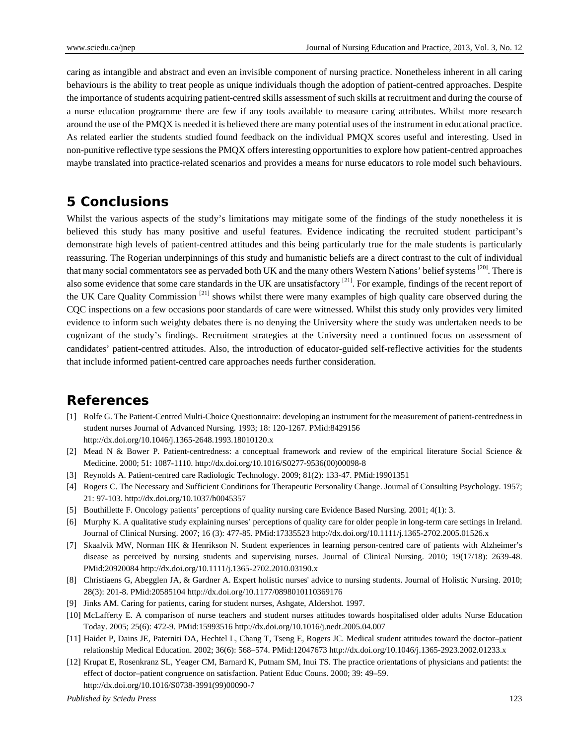caring as intangible and abstract and even an invisible component of nursing practice. Nonetheless inherent in all caring behaviours is the ability to treat people as unique individuals though the adoption of patient-centred approaches. Despite the importance of students acquiring patient-centred skills assessment of such skills at recruitment and during the course of a nurse education programme there are few if any tools available to measure caring attributes. Whilst more research around the use of the PMQX is needed it is believed there are many potential uses of the instrument in educational practice. As related earlier the students studied found feedback on the individual PMQX scores useful and interesting. Used in non-punitive reflective type sessions the PMQX offers interesting opportunities to explore how patient-centred approaches maybe translated into practice-related scenarios and provides a means for nurse educators to role model such behaviours.

## 5 Conclusions

Whilst the various aspects of the study's limitations may mitigate some of the findings of the study nonetheless it is believed this study has many positive and useful features. Evidence indicating the recruited student participant's demonstrate high levels of patient-centred attitudes and this being particularly true for the male students is particularly reassuring. The Rogerian underpinnings of this study and humanistic beliefs are a direct contrast to the cult of individual that many social commentators see as pervaded both UK and the many others Western Nations' belief systems [20]. There is also some evidence that some care standards in the UK are unsatisfactory [21]. For example, findings of the recent report of the UK Care Quality Commission [21] shows whilst there were many examples of high quality care observed during the CQC inspections on a few occasions poor standards of care were witnessed. Whilst this study only provides very limited evidence to inform such weighty debates there is no denying the University where the study was undertaken needs to be cognizant of the study's findings. Recruitment strategies at the University need a continued focus on assessment of candidates' patient-centred attitudes. Also, the introduction of educator-guided self-reflective activities for the students that include informed patient-centred care approaches needs further consideration.

## References

[1] Rolfe G. The Patient-Centred Multi-Choice Questionnaire: developing an instrument for the measurement of patient-centredness in student nurses Journal of Advanced Nursing. 1993; 18: 120-1267. PMid:8429156 http://dx.doi.org/10.1046/j.1365-2648.1993.18010120.x

[2] Mead N & Bower P. Patient-centredness: a conceptual framework and review of the empirical literature Social Science & Medicine. 2000; 51: 1087-1110. http://dx.doi.org/10.1016/S0277-9536(00)00098-8

[3] Reynolds A. Patient-centred care Radiologic Technology. 2009; 81(2): 133-47. PMid:19901351

[4] Rogers C. The Necessary and Sufficient Conditions for Therapeutic Personality Change. Journal of Consulting Psychology. 1957; 21: 97-103. http://dx.doi.org/10.1037/h0045357

[5] Bouthillette F. Oncology patients' perceptions of quality nursing care Evidence Based Nursing. 2001; 4(1): 3.

[6] Murphy K. A qualitative study explaining nurses' perceptions of quality care for older people in long-term care settings in Ireland. Journal of Clinical Nursing. 2007; 16 (3): 477-85. PMid:17335523 http://dx.doi.org/10.1111/j.1365-2702.2005.01526.x

[7] Skaalvik MW, Norman HK & Henrikson N. Student experiences in learning person-centred care of patients with Alzheimer's disease as perceived by nursing students and supervising nurses. Journal of Clinical Nursing. 2010; 19(17/18): 2639-48. PMid:20920084 http://dx.doi.org/10.1111/j.1365-2702.2010.03190.x

[8] Christiaens G, Abegglen JA, & Gardner A. Expert holistic nurses' advice to nursing students. Journal of Holistic Nursing. 2010; 28(3): 201-8. PMid:20585104 http://dx.doi.org/10.1177/0898010110369176

[9] Jinks AM. Caring for patients, caring for student nurses, Ashgate, Aldershot. 1997.

[10] McLafferty E. A comparison of nurse teachers and student nurses attitudes towards hospitalised older adults Nurse Education Today. 2005; 25(6): 472-9. PMid:15993516 http://dx.doi.org/10.1016/j.nedt.2005.04.007

[11] Haidet P, Dains JE, Paterniti DA, Hechtel L, Chang T, Tseng E, Rogers JC. Medical student attitudes toward the doctor–patient relationship Medical Education. 2002; 36(6): 568–574. PMid:12047673 http://dx.doi.org/10.1046/j.1365-2923.2002.01233.x

[12] Krupat E, Rosenkranz SL, Yeager CM, Barnard K, Putnam SM, Inui TS. The practice orientations of physicians and patients: the effect of doctor–patient congruence on satisfaction. Patient Educ Couns. 2000; 39: 49–59. http://dx.doi.org/10.1016/S0738-3991(99)00090-7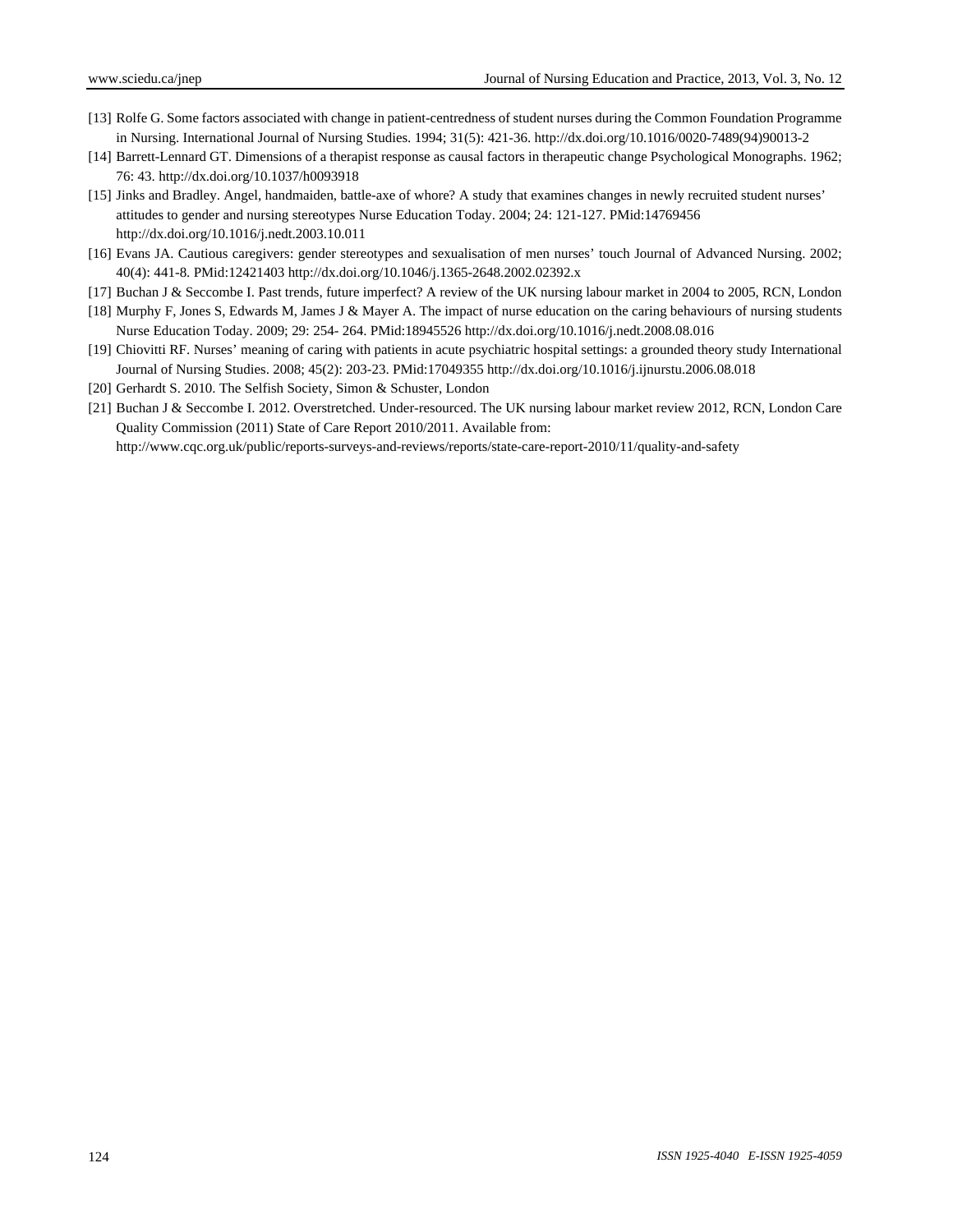[13] Rolfe G. Some factors associated with change in patient-centredness of student nurses during the Common Foundation Programme in Nursing. International Journal of Nursing Studies. 1994; 31(5): 421-36. http://dx.doi.org/10.1016/0020-7489(94)90013-2

[14] Barrett-Lennard GT. Dimensions of a therapist response as causal factors in therapeutic change Psychological Monographs. 1962; 76: 43. http://dx.doi.org/10.1037/h0093918

[15] Jinks and Bradley. Angel, handmaiden, battle-axe of whore? A study that examines changes in newly recruited student nurses' attitudes to gender and nursing stereotypes Nurse Education Today. 2004; 24: 121-127. PMid:14769456 http://dx.doi.org/10.1016/j.nedt.2003.10.011

[16] Evans JA. Cautious caregivers: gender stereotypes and sexualisation of men nurses' touch Journal of Advanced Nursing. 2002; 40(4): 441-8. PMid:12421403 http://dx.doi.org/10.1046/j.1365-2648.2002.02392.x

[17] Buchan J & Seccombe I. Past trends, future imperfect? A review of the UK nursing labour market in 2004 to 2005, RCN, London

[18] Murphy F, Jones S, Edwards M, James J & Mayer A. The impact of nurse education on the caring behaviours of nursing students Nurse Education Today. 2009; 29: 254- 264. PMid:18945526 http://dx.doi.org/10.1016/j.nedt.2008.08.016

[19] Chiovitti RF. Nurses' meaning of caring with patients in acute psychiatric hospital settings: a grounded theory study International Journal of Nursing Studies. 2008; 45(2): 203-23. PMid:17049355 http://dx.doi.org/10.1016/j.ijnurstu.2006.08.018

[20] Gerhardt S. 2010. The Selfish Society, Simon & Schuster, London

[21] Buchan J & Seccombe I. 2012. Overstretched. Under-resourced. The UK nursing labour market review 2012, RCN, London Care Quality Commission (2011) State of Care Report 2010/2011. Available from: http://www.cqc.org.uk/public/reports-surveys-and-reviews/reports/state-care-report-2010/11/quality-and-safety